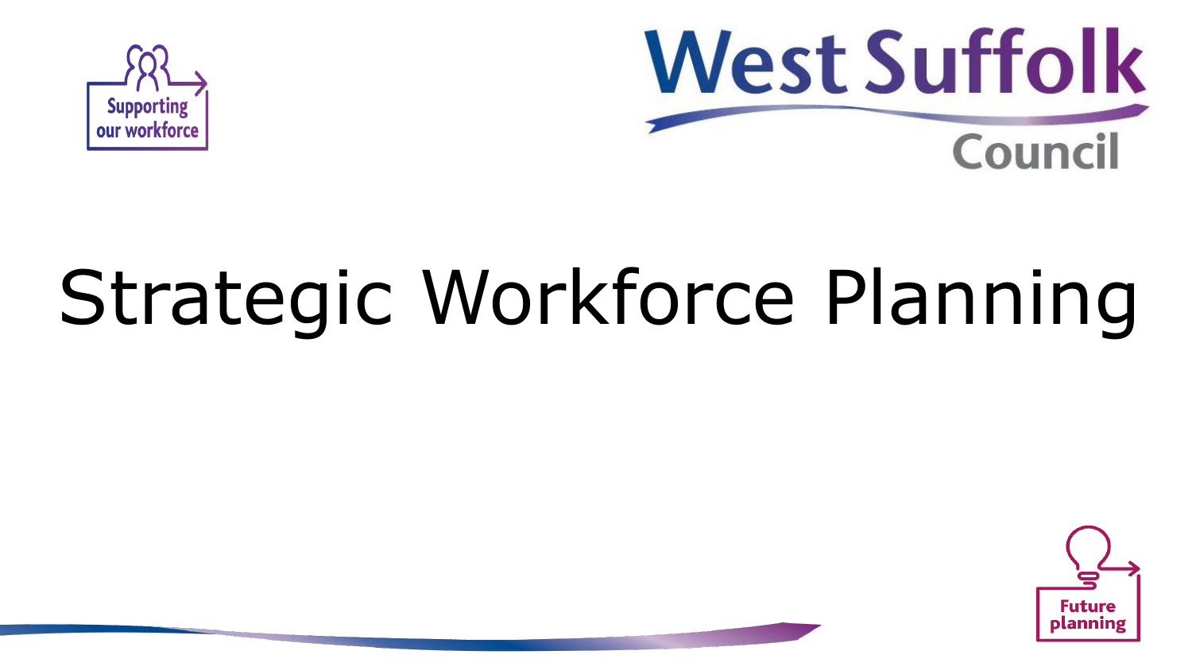Supporting our workforce

West Suffolk Council

# Strategic Workforce Planning

Future planning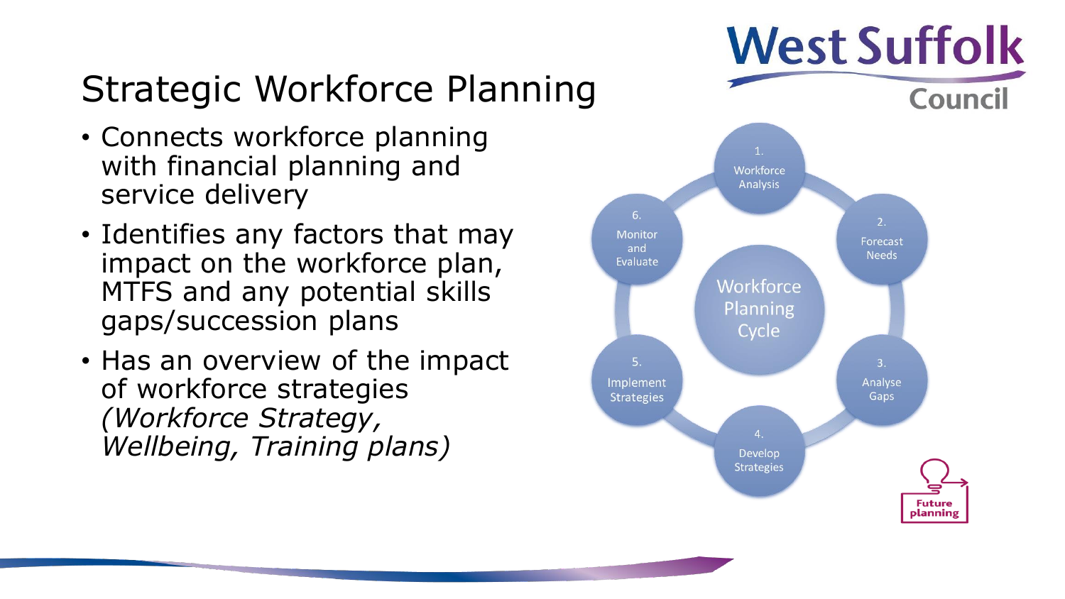# Strategic Workforce Planning

- Connects workforce planning with financial planning and service delivery
- Identifies any factors that may impact on the workforce plan, MTFS and any potential skills gaps/succession plans
- Has an overview of the impact of workforce strategies *(Workforce Strategy, Wellbeing, Training plans)*

**Workforce Planning Cycle**

1. Workforce Analysis
2. Forecast Needs
3. Analyse Gaps
4. Develop Strategies
5. Implement Strategies
6. Monitor and Evaluate

Future planning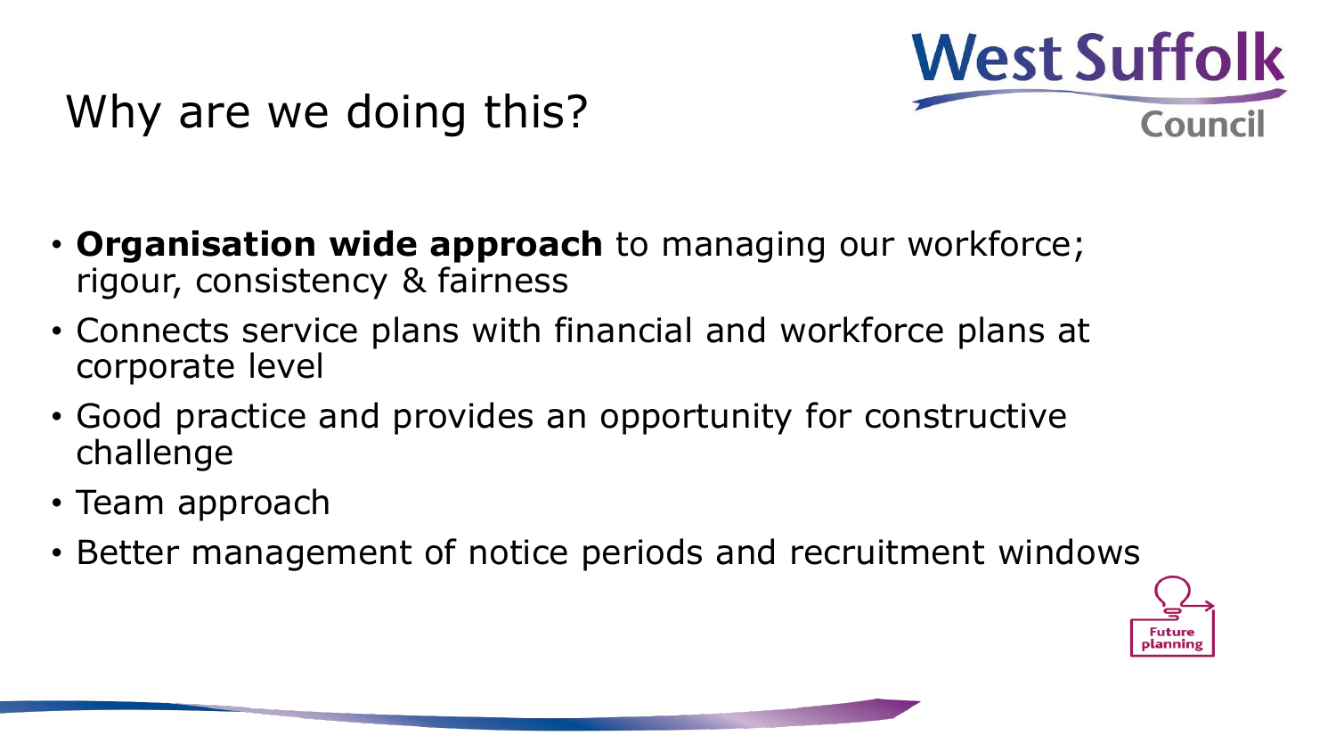# Why are we doing this?

- **Organisation wide approach** to managing our workforce; rigour, consistency & fairness
- Connects service plans with financial and workforce plans at corporate level
- Good practice and provides an opportunity for constructive challenge
- Team approach
- Better management of notice periods and recruitment windows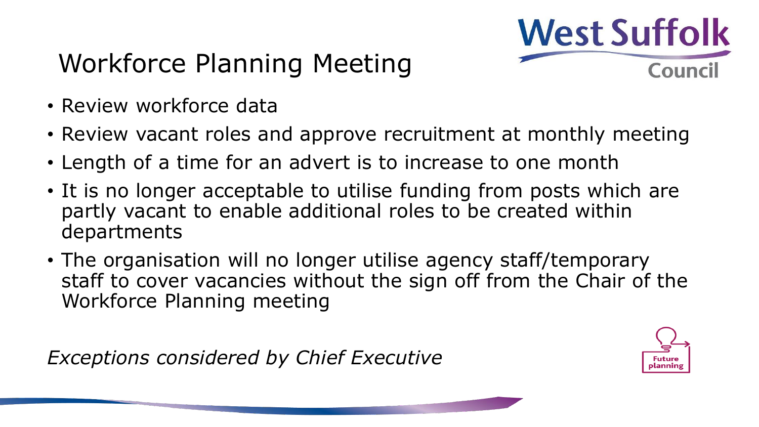# Workforce Planning Meeting

- Review workforce data
- Review vacant roles and approve recruitment at monthly meeting
- Length of a time for an advert is to increase to one month
- It is no longer acceptable to utilise funding from posts which are partly vacant to enable additional roles to be created within departments
- The organisation will no longer utilise agency staff/temporary staff to cover vacancies without the sign off from the Chair of the Workforce Planning meeting

*Exceptions considered by Chief Executive*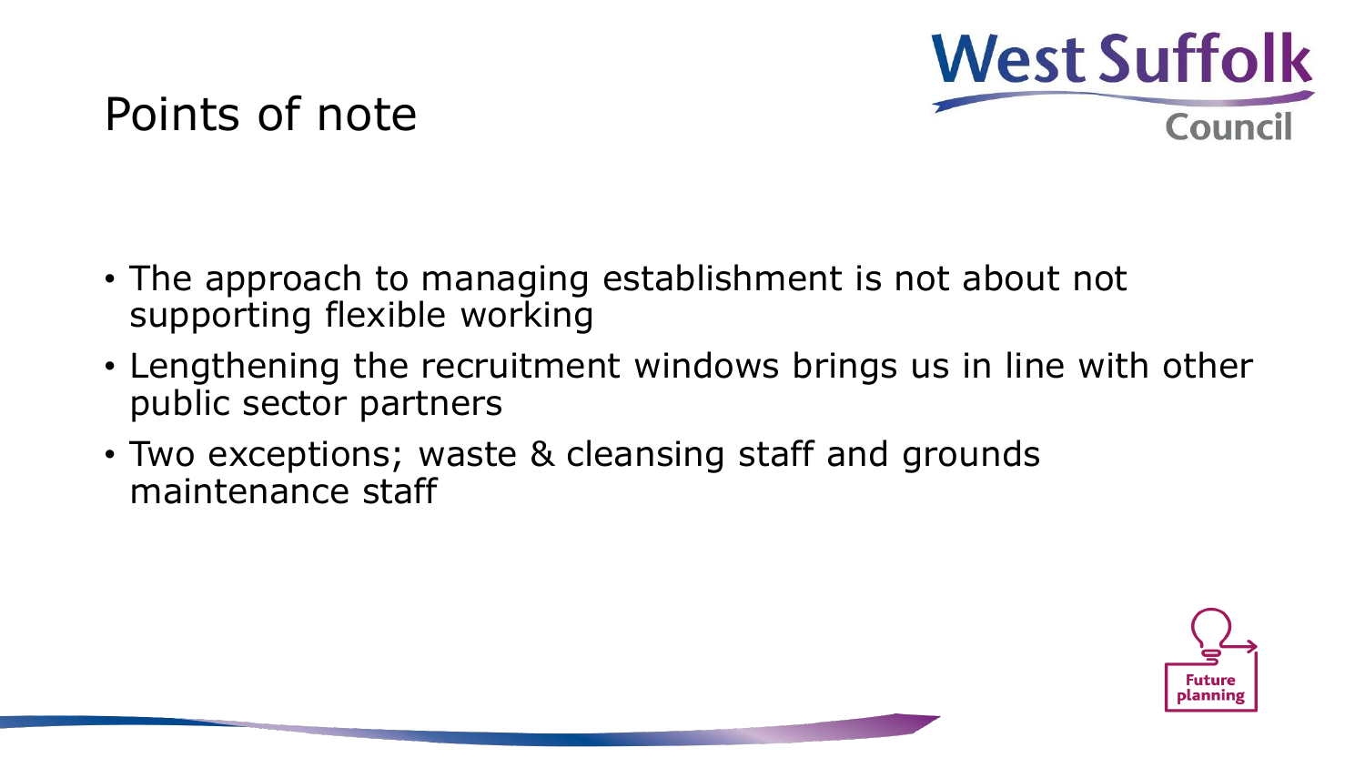# Points of note

- The approach to managing establishment is not about not supporting flexible working
- Lengthening the recruitment windows brings us in line with other public sector partners
- Two exceptions; waste & cleansing staff and grounds maintenance staff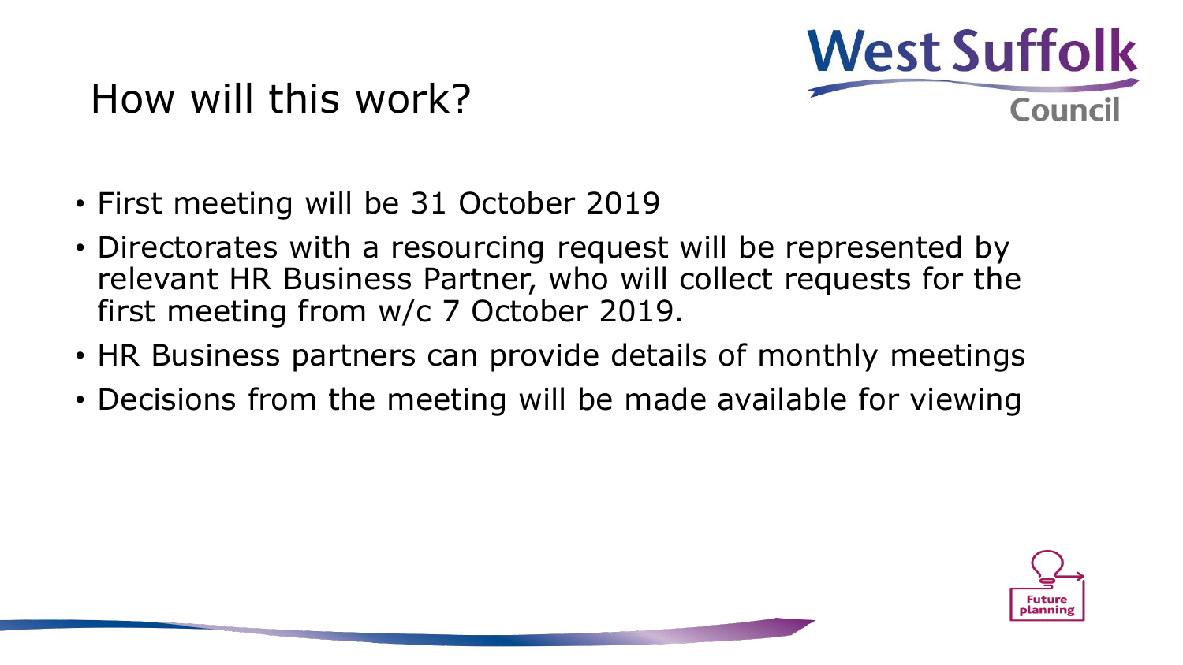# How will this work?

- First meeting will be 31 October 2019
- Directorates with a resourcing request will be represented by relevant HR Business Partner, who will collect requests for the first meeting from w/c 7 October 2019.
- HR Business partners can provide details of monthly meetings
- Decisions from the meeting will be made available for viewing